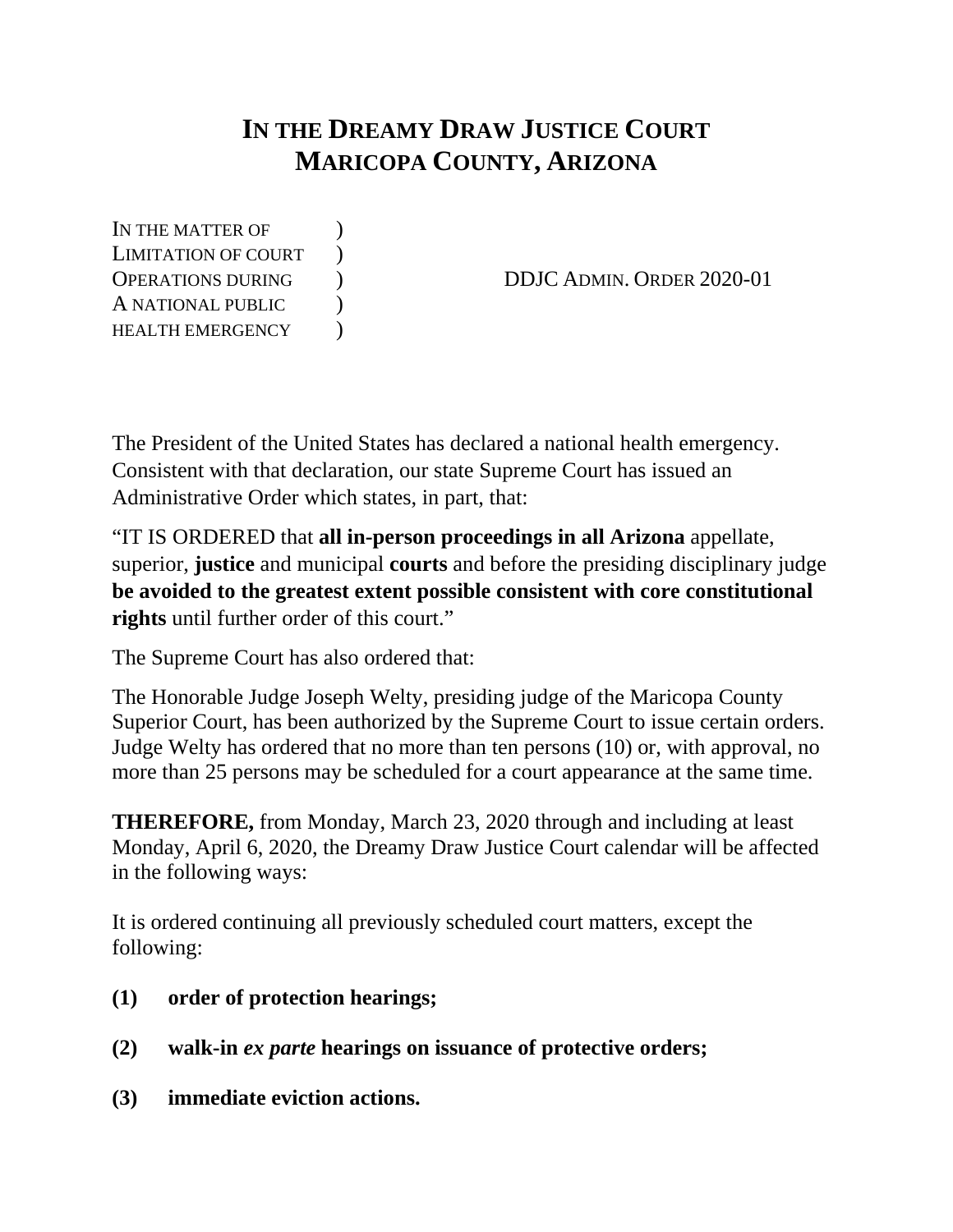# IN THE DREAMY DRAW JUSTICE COURT
# MARICOPA COUNTY, ARIZONA

IN THE MATTER OF )
LIMITATION OF COURT )
OPERATIONS DURING ) DDJC ADMIN. ORDER 2020-01
A NATIONAL PUBLIC )
HEALTH EMERGENCY )

The President of the United States has declared a national health emergency. Consistent with that declaration, our state Supreme Court has issued an Administrative Order which states, in part, that:

"IT IS ORDERED that **all in-person proceedings in all Arizona** appellate, superior, **justice** and municipal **courts** and before the presiding disciplinary judge **be avoided to the greatest extent possible consistent with core constitutional rights** until further order of this court."

The Supreme Court has also ordered that:

The Honorable Judge Joseph Welty, presiding judge of the Maricopa County Superior Court, has been authorized by the Supreme Court to issue certain orders. Judge Welty has ordered that no more than ten persons (10) or, with approval, no more than 25 persons may be scheduled for a court appearance at the same time.

**THEREFORE,** from Monday, March 23, 2020 through and including at least Monday, April 6, 2020, the Dreamy Draw Justice Court calendar will be affected in the following ways:

It is ordered continuing all previously scheduled court matters, except the following:

**(1) order of protection hearings;**

**(2) walk-in *ex parte* hearings on issuance of protective orders;**

**(3) immediate eviction actions.**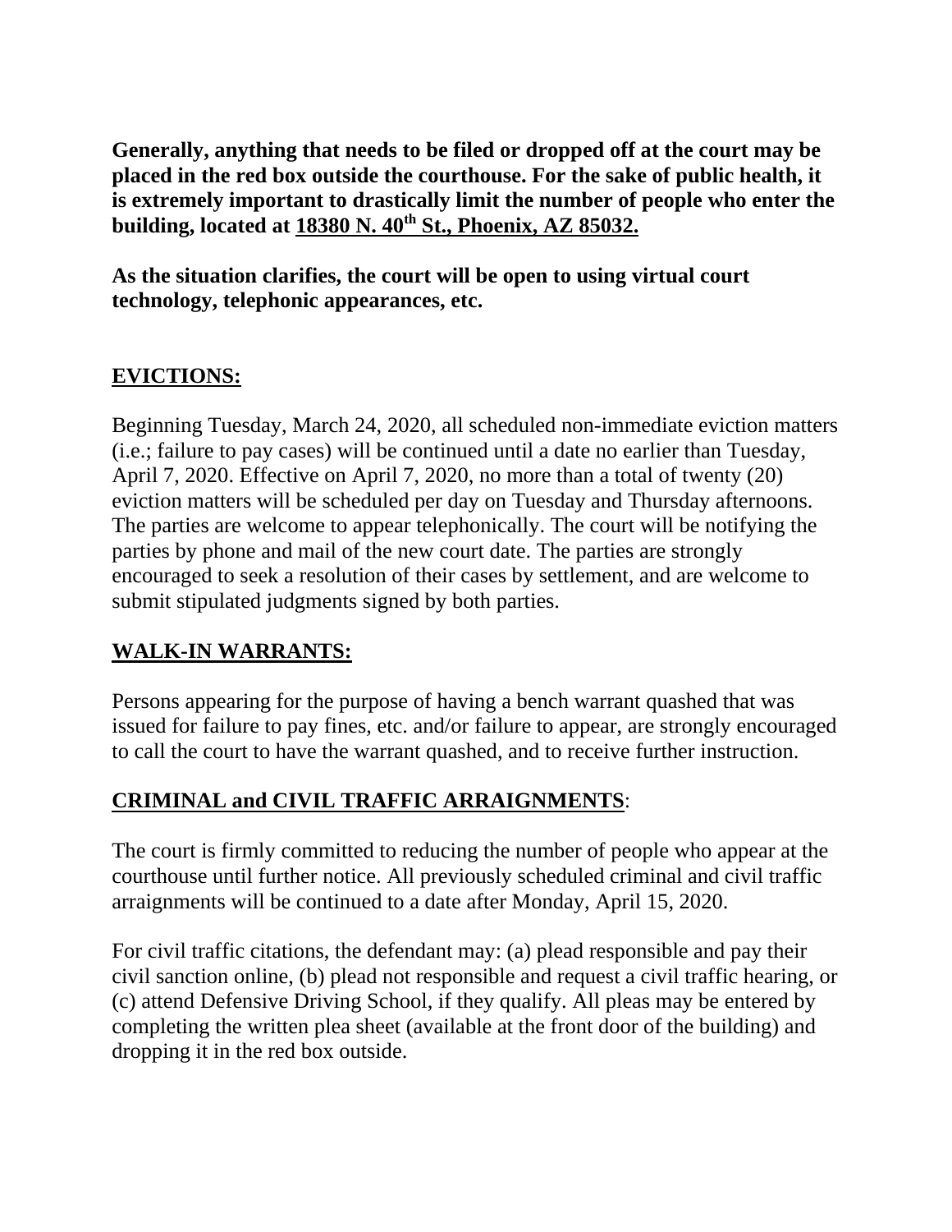**Generally, anything that needs to be filed or dropped off at the court may be placed in the red box outside the courthouse. For the sake of public health, it is extremely important to drastically limit the number of people who enter the building, located at 18380 N. 40th St., Phoenix, AZ 85032.**

**As the situation clarifies, the court will be open to using virtual court technology, telephonic appearances, etc.**

## EVICTIONS:

Beginning Tuesday, March 24, 2020, all scheduled non-immediate eviction matters (i.e.; failure to pay cases) will be continued until a date no earlier than Tuesday, April 7, 2020. Effective on April 7, 2020, no more than a total of twenty (20) eviction matters will be scheduled per day on Tuesday and Thursday afternoons. The parties are welcome to appear telephonically. The court will be notifying the parties by phone and mail of the new court date. The parties are strongly encouraged to seek a resolution of their cases by settlement, and are welcome to submit stipulated judgments signed by both parties.

## WALK-IN WARRANTS:

Persons appearing for the purpose of having a bench warrant quashed that was issued for failure to pay fines, etc. and/or failure to appear, are strongly encouraged to call the court to have the warrant quashed, and to receive further instruction.

## CRIMINAL and CIVIL TRAFFIC ARRAIGNMENTS:

The court is firmly committed to reducing the number of people who appear at the courthouse until further notice. All previously scheduled criminal and civil traffic arraignments will be continued to a date after Monday, April 15, 2020.

For civil traffic citations, the defendant may: (a) plead responsible and pay their civil sanction online, (b) plead not responsible and request a civil traffic hearing, or (c) attend Defensive Driving School, if they qualify. All pleas may be entered by completing the written plea sheet (available at the front door of the building) and dropping it in the red box outside.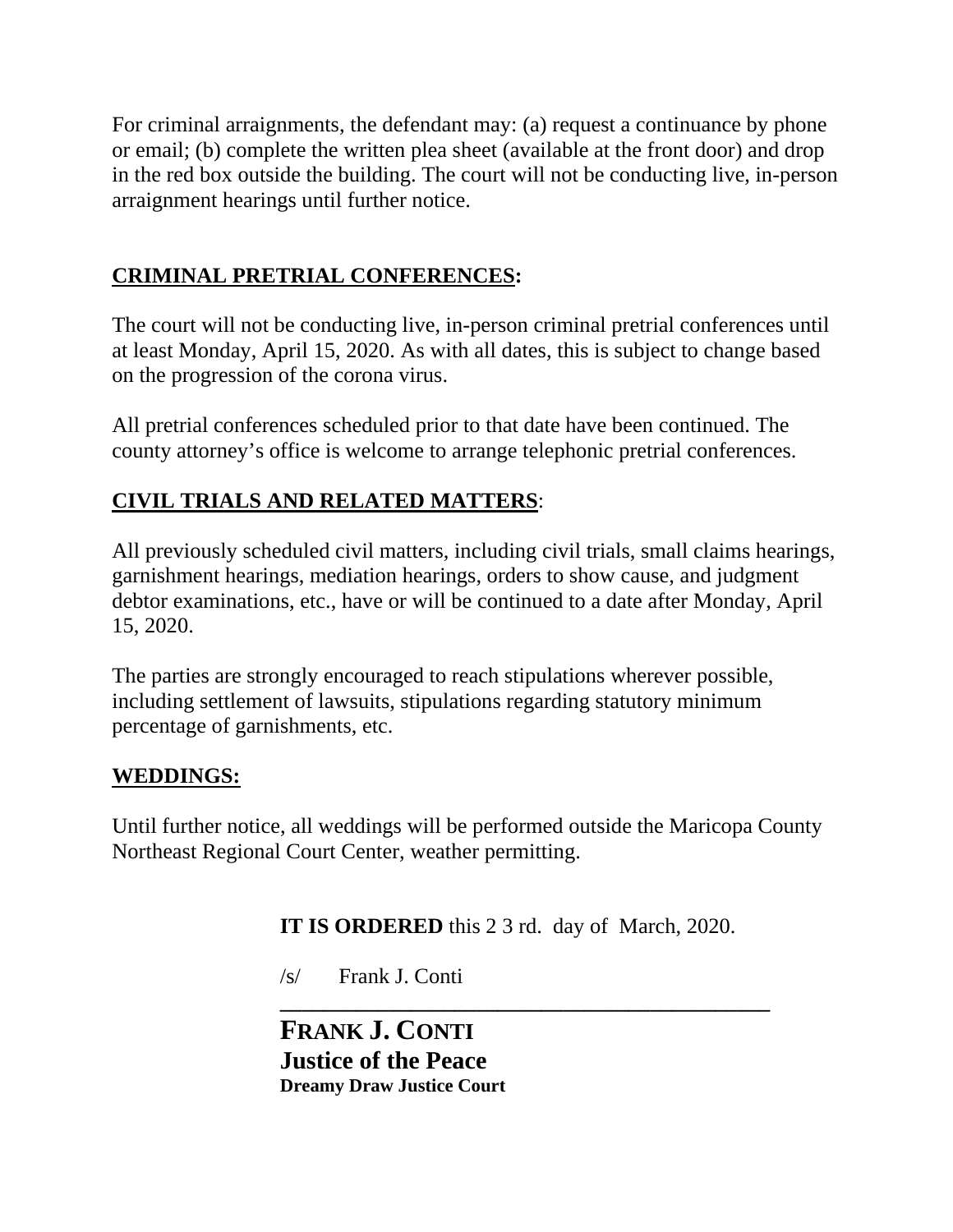For criminal arraignments, the defendant may: (a) request a continuance by phone or email; (b) complete the written plea sheet (available at the front door) and drop in the red box outside the building. The court will not be conducting live, in-person arraignment hearings until further notice.

**CRIMINAL PRETRIAL CONFERENCES:**

The court will not be conducting live, in-person criminal pretrial conferences until at least Monday, April 15, 2020. As with all dates, this is subject to change based on the progression of the corona virus.

All pretrial conferences scheduled prior to that date have been continued. The county attorney's office is welcome to arrange telephonic pretrial conferences.

**CIVIL TRIALS AND RELATED MATTERS**:

All previously scheduled civil matters, including civil trials, small claims hearings, garnishment hearings, mediation hearings, orders to show cause, and judgment debtor examinations, etc., have or will be continued to a date after Monday, April 15, 2020.

The parties are strongly encouraged to reach stipulations wherever possible, including settlement of lawsuits, stipulations regarding statutory minimum percentage of garnishments, etc.

**WEDDINGS:**

Until further notice, all weddings will be performed outside the Maricopa County Northeast Regional Court Center, weather permitting.

**IT IS ORDERED** this 2 3 rd. day of March, 2020.

/s/ Frank J. Conti

**FRANK J. CONTI**
**Justice of the Peace**
**Dreamy Draw Justice Court**